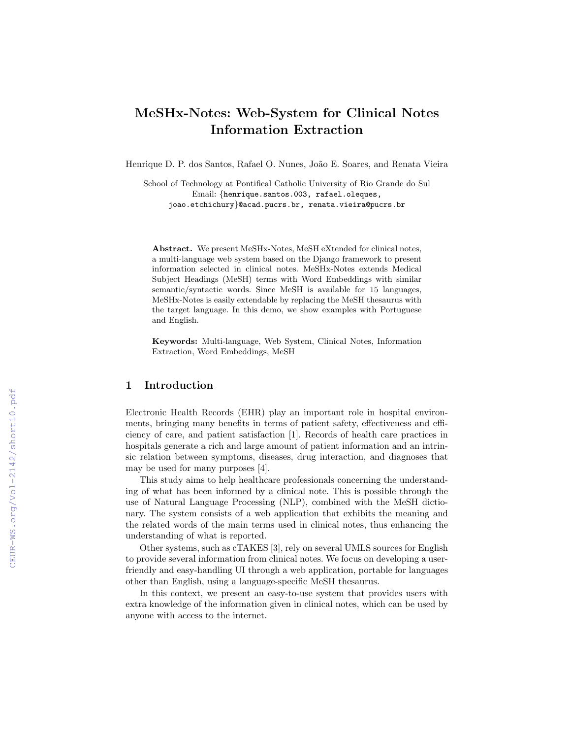# MeSHx-Notes: Web-System for Clinical Notes Information Extraction

Henrique D. P. dos Santos, Rafael O. Nunes, João E. Soares, and Renata Vieira

School of Technology at Pontifical Catholic University of Rio Grande do Sul
Email: {henrique.santos.003, rafael.oleques, joao.etchichury}@acad.pucrs.br, renata.vieira@pucrs.br

**Abstract.** We present MeSHx-Notes, MeSH eXtended for clinical notes, a multi-language web system based on the Django framework to present information selected in clinical notes. MeSHx-Notes extends Medical Subject Headings (MeSH) terms with Word Embeddings with similar semantic/syntactic words. Since MeSH is available for 15 languages, MeSHx-Notes is easily extendable by replacing the MeSH thesaurus with the target language. In this demo, we show examples with Portuguese and English.

**Keywords:** Multi-language, Web System, Clinical Notes, Information Extraction, Word Embeddings, MeSH

## 1 Introduction

Electronic Health Records (EHR) play an important role in hospital environments, bringing many benefits in terms of patient safety, effectiveness and efficiency of care, and patient satisfaction [1]. Records of health care practices in hospitals generate a rich and large amount of patient information and an intrinsic relation between symptoms, diseases, drug interaction, and diagnoses that may be used for many purposes [4].

This study aims to help healthcare professionals concerning the understanding of what has been informed by a clinical note. This is possible through the use of Natural Language Processing (NLP), combined with the MeSH dictionary. The system consists of a web application that exhibits the meaning and the related words of the main terms used in clinical notes, thus enhancing the understanding of what is reported.

Other systems, such as cTAKES [3], rely on several UMLS sources for English to provide several information from clinical notes. We focus on developing a user-friendly and easy-handling UI through a web application, portable for languages other than English, using a language-specific MeSH thesaurus.

In this context, we present an easy-to-use system that provides users with extra knowledge of the information given in clinical notes, which can be used by anyone with access to the internet.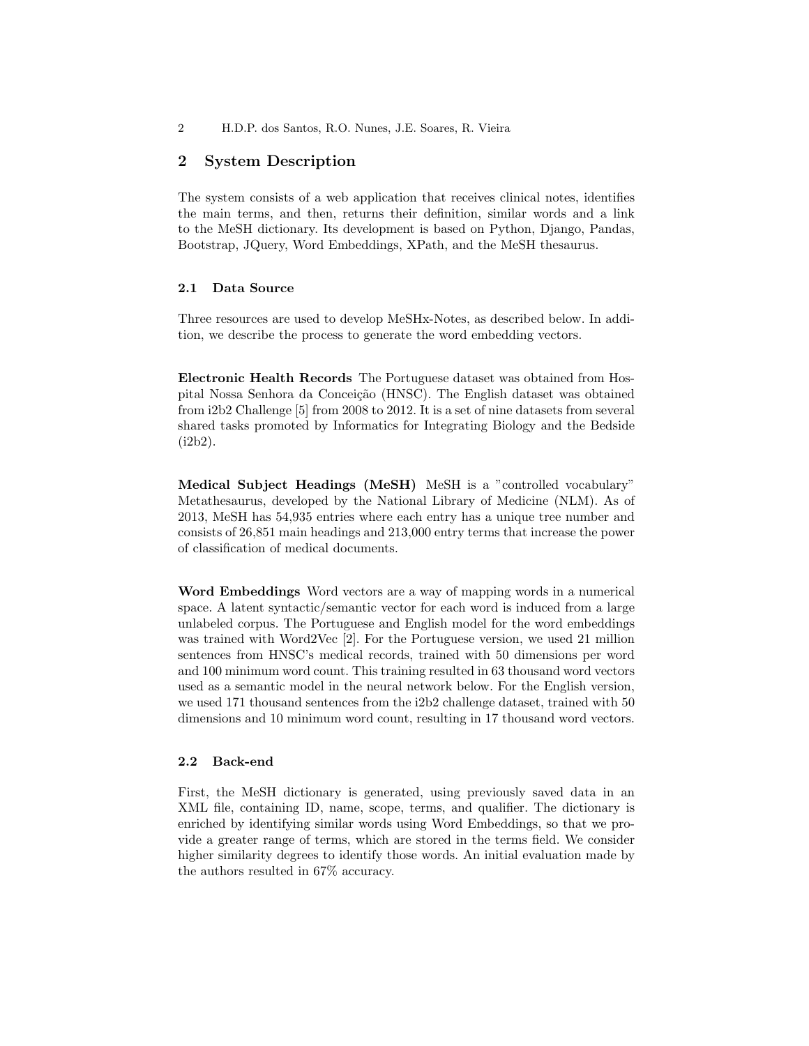## 2 System Description

The system consists of a web application that receives clinical notes, identifies the main terms, and then, returns their definition, similar words and a link to the MeSH dictionary. Its development is based on Python, Django, Pandas, Bootstrap, JQuery, Word Embeddings, XPath, and the MeSH thesaurus.

### 2.1 Data Source

Three resources are used to develop MeSHx-Notes, as described below. In addition, we describe the process to generate the word embedding vectors.

**Electronic Health Records** The Portuguese dataset was obtained from Hospital Nossa Senhora da Conceição (HNSC). The English dataset was obtained from i2b2 Challenge [5] from 2008 to 2012. It is a set of nine datasets from several shared tasks promoted by Informatics for Integrating Biology and the Bedside (i2b2).

**Medical Subject Headings (MeSH)** MeSH is a "controlled vocabulary" Metathesaurus, developed by the National Library of Medicine (NLM). As of 2013, MeSH has 54,935 entries where each entry has a unique tree number and consists of 26,851 main headings and 213,000 entry terms that increase the power of classification of medical documents.

**Word Embeddings** Word vectors are a way of mapping words in a numerical space. A latent syntactic/semantic vector for each word is induced from a large unlabeled corpus. The Portuguese and English model for the word embeddings was trained with Word2Vec [2]. For the Portuguese version, we used 21 million sentences from HNSC's medical records, trained with 50 dimensions per word and 100 minimum word count. This training resulted in 63 thousand word vectors used as a semantic model in the neural network below. For the English version, we used 171 thousand sentences from the i2b2 challenge dataset, trained with 50 dimensions and 10 minimum word count, resulting in 17 thousand word vectors.

### 2.2 Back-end

First, the MeSH dictionary is generated, using previously saved data in an XML file, containing ID, name, scope, terms, and qualifier. The dictionary is enriched by identifying similar words using Word Embeddings, so that we provide a greater range of terms, which are stored in the terms field. We consider higher similarity degrees to identify those words. An initial evaluation made by the authors resulted in 67% accuracy.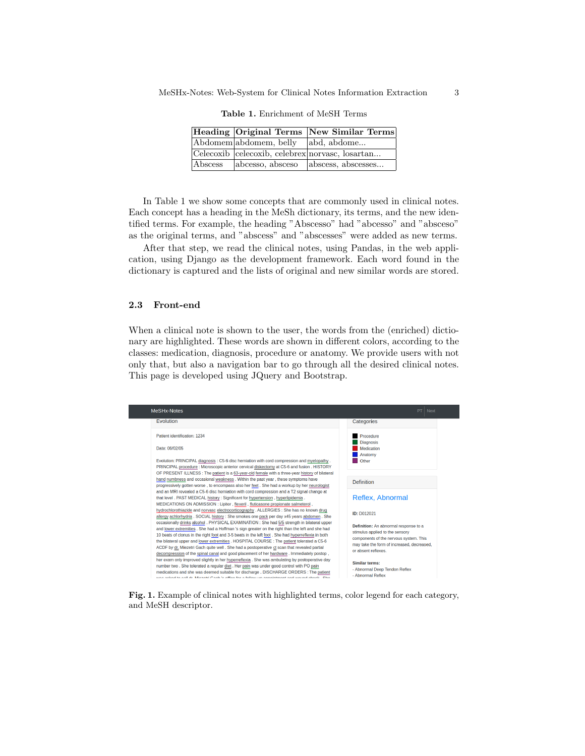**Table 1.** Enrichment of MeSH Terms

| Heading | Original Terms | New Similar Terms |
|---|---|---|
| Abdomem | abdomem, belly | abd, abdome... |
| Celecoxib | celecoxib, celebrex | norvasc, losartan... |
| Abscess | abcesso, absceso | abscess, abscesses... |

In Table 1 we show some concepts that are commonly used in clinical notes. Each concept has a heading in the MeSh dictionary, its terms, and the new identified terms. For example, the heading "Abscesso" had "abcesso" and "absceso" as the original terms, and "abscess" and "abscesses" were added as new terms.

After that step, we read the clinical notes, using Pandas, in the web application, using Django as the development framework. Each word found in the dictionary is captured and the lists of original and new similar words are stored.

### 2.3 Front-end

When a clinical note is shown to the user, the words from the (enriched) dictionary are highlighted. These words are shown in different colors, according to the classes: medication, diagnosis, procedure or anatomy. We provide users with not only that, but also a navigation bar to go through all the desired clinical notes. This page is developed using JQuery and Bootstrap.

**Fig. 1.** Example of clinical notes with highlighted terms, color legend for each category, and MeSH descriptor.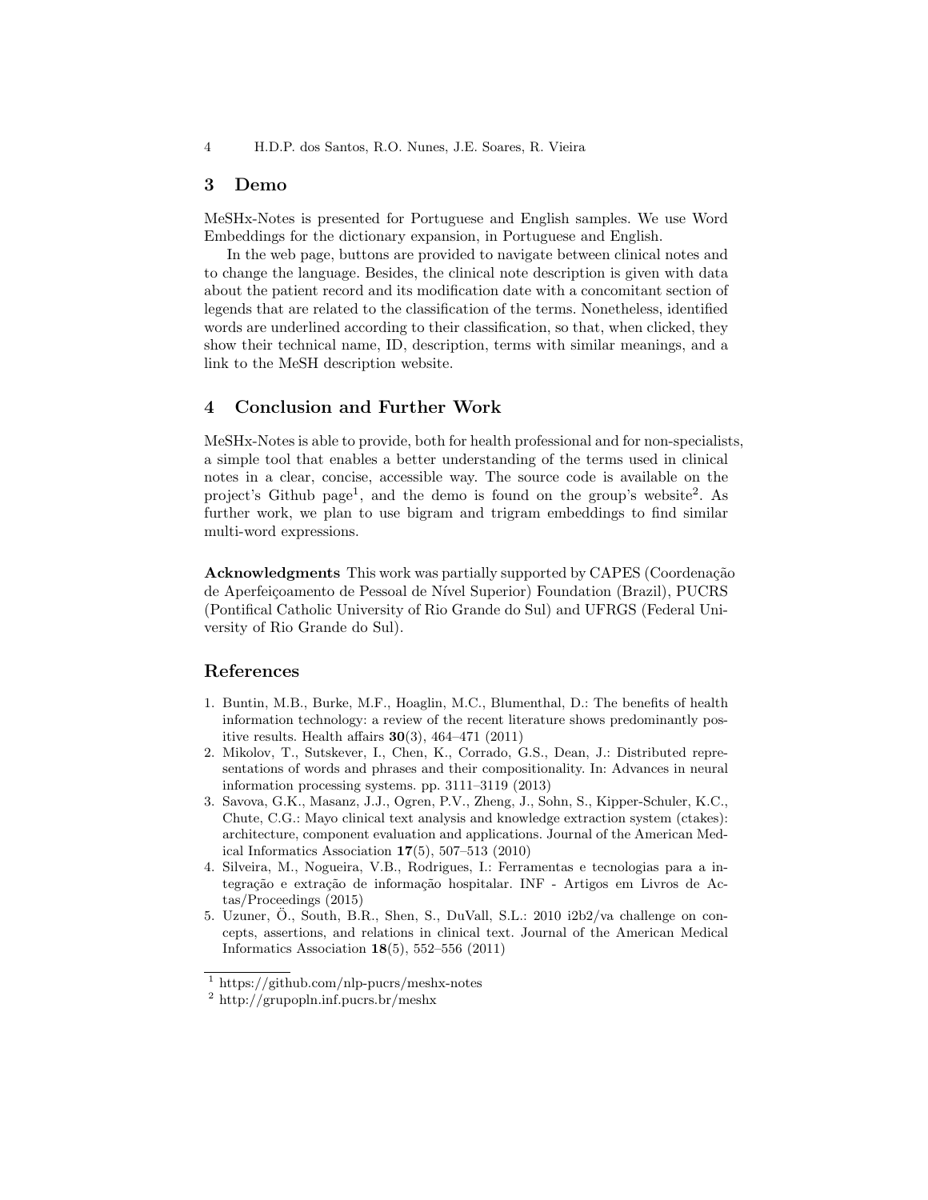## 3 Demo

MeSHx-Notes is presented for Portuguese and English samples. We use Word Embeddings for the dictionary expansion, in Portuguese and English.

In the web page, buttons are provided to navigate between clinical notes and to change the language. Besides, the clinical note description is given with data about the patient record and its modification date with a concomitant section of legends that are related to the classification of the terms. Nonetheless, identified words are underlined according to their classification, so that, when clicked, they show their technical name, ID, description, terms with similar meanings, and a link to the MeSH description website.

## 4 Conclusion and Further Work

MeSHx-Notes is able to provide, both for health professional and for non-specialists, a simple tool that enables a better understanding of the terms used in clinical notes in a clear, concise, accessible way. The source code is available on the project's Github page[1], and the demo is found on the group's website[2]. As further work, we plan to use bigram and trigram embeddings to find similar multi-word expressions.

**Acknowledgments** This work was partially supported by CAPES (Coordenação de Aperfeiçoamento de Pessoal de Nível Superior) Foundation (Brazil), PUCRS (Pontifical Catholic University of Rio Grande do Sul) and UFRGS (Federal University of Rio Grande do Sul).

## References

1. Buntin, M.B., Burke, M.F., Hoaglin, M.C., Blumenthal, D.: The benefits of health information technology: a review of the recent literature shows predominantly positive results. Health affairs **30**(3), 464–471 (2011)
2. Mikolov, T., Sutskever, I., Chen, K., Corrado, G.S., Dean, J.: Distributed representations of words and phrases and their compositionality. In: Advances in neural information processing systems. pp. 3111–3119 (2013)
3. Savova, G.K., Masanz, J.J., Ogren, P.V., Zheng, J., Sohn, S., Kipper-Schuler, K.C., Chute, C.G.: Mayo clinical text analysis and knowledge extraction system (ctakes): architecture, component evaluation and applications. Journal of the American Medical Informatics Association **17**(5), 507–513 (2010)
4. Silveira, M., Nogueira, V.B., Rodrigues, I.: Ferramentas e tecnologias para a integração e extração de informação hospitalar. INF - Artigos em Livros de Actas/Proceedings (2015)
5. Uzuner, Ö., South, B.R., Shen, S., DuVall, S.L.: 2010 i2b2/va challenge on concepts, assertions, and relations in clinical text. Journal of the American Medical Informatics Association **18**(5), 552–556 (2011)

[1] https://github.com/nlp-pucrs/meshx-notes

[2] http://grupopln.inf.pucrs.br/meshx